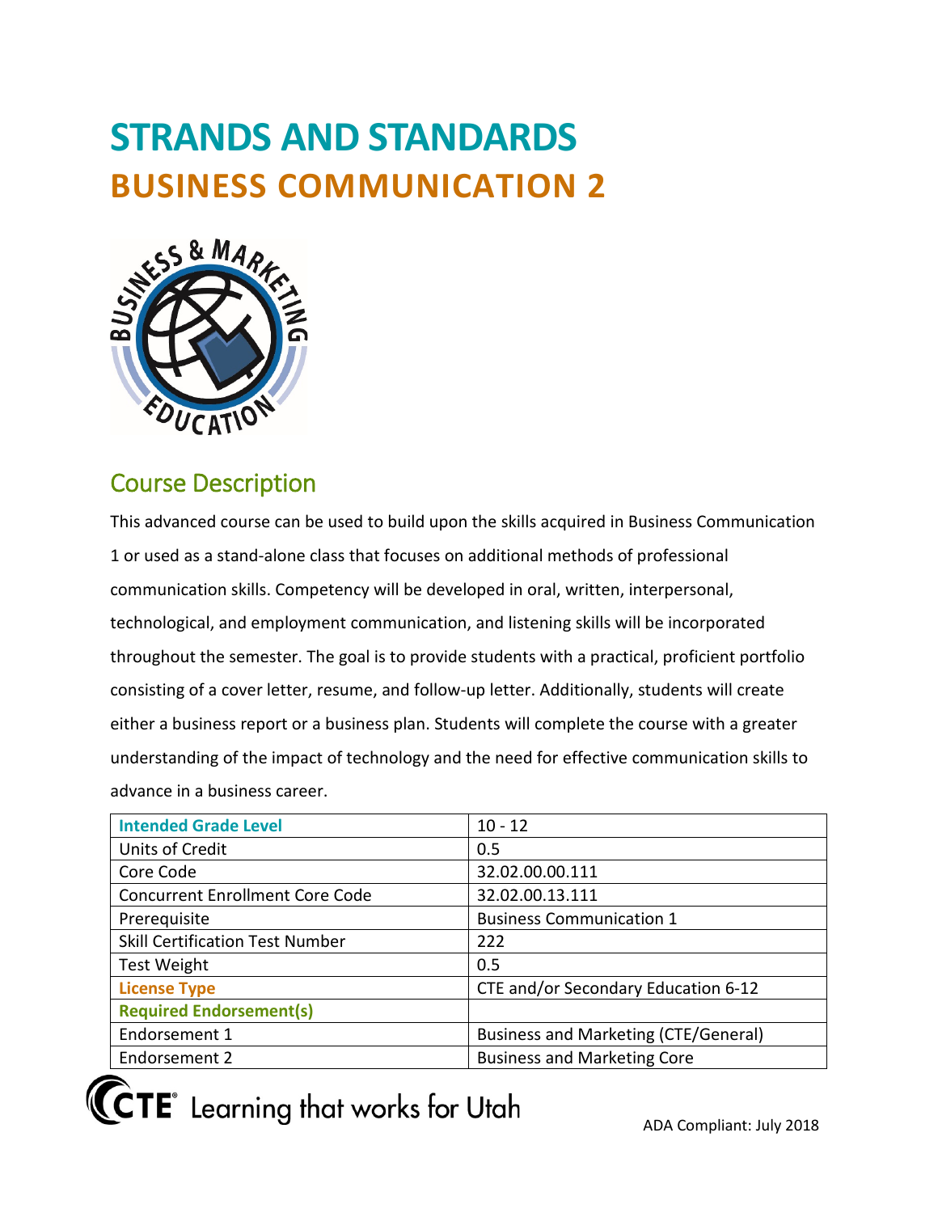# STRANDS AND STANDARDS
# BUSINESS COMMUNICATION 2

## Course Description

This advanced course can be used to build upon the skills acquired in Business Communication 1 or used as a stand-alone class that focuses on additional methods of professional communication skills. Competency will be developed in oral, written, interpersonal, technological, and employment communication, and listening skills will be incorporated throughout the semester. The goal is to provide students with a practical, proficient portfolio consisting of a cover letter, resume, and follow-up letter. Additionally, students will create either a business report or a business plan. Students will complete the course with a greater understanding of the impact of technology and the need for effective communication skills to advance in a business career.

| Intended Grade Level | 10 - 12 |
|---|---|
| Units of Credit | 0.5 |
| Core Code | 32.02.00.00.111 |
| Concurrent Enrollment Core Code | 32.02.00.13.111 |
| Prerequisite | Business Communication 1 |
| Skill Certification Test Number | 222 |
| Test Weight | 0.5 |
| License Type | CTE and/or Secondary Education 6-12 |
| Required Endorsement(s) | |
| Endorsement 1 | Business and Marketing (CTE/General) |
| Endorsement 2 | Business and Marketing Core |

CTE Learning that works for Utah

ADA Compliant: July 2018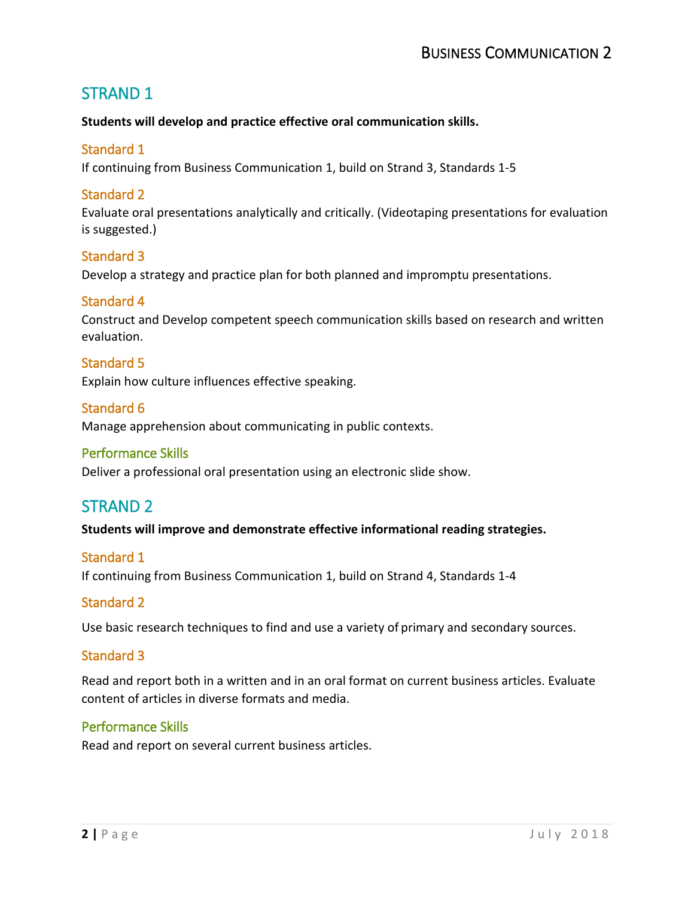## STRAND 1

**Students will develop and practice effective oral communication skills.**

### Standard 1

If continuing from Business Communication 1, build on Strand 3, Standards 1-5

### Standard 2

Evaluate oral presentations analytically and critically. (Videotaping presentations for evaluation is suggested.)

### Standard 3

Develop a strategy and practice plan for both planned and impromptu presentations.

### Standard 4

Construct and Develop competent speech communication skills based on research and written evaluation.

### Standard 5

Explain how culture influences effective speaking.

### Standard 6

Manage apprehension about communicating in public contexts.

### Performance Skills

Deliver a professional oral presentation using an electronic slide show.

## STRAND 2

**Students will improve and demonstrate effective informational reading strategies.**

### Standard 1

If continuing from Business Communication 1, build on Strand 4, Standards 1-4

### Standard 2

Use basic research techniques to find and use a variety of primary and secondary sources.

### Standard 3

Read and report both in a written and in an oral format on current business articles. Evaluate content of articles in diverse formats and media.

### Performance Skills

Read and report on several current business articles.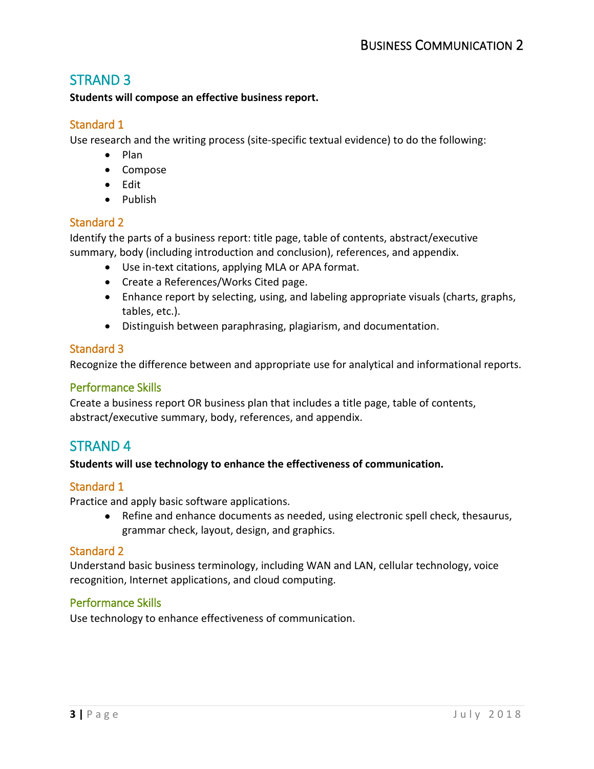## STRAND 3

**Students will compose an effective business report.**

### Standard 1

Use research and the writing process (site-specific textual evidence) to do the following:

- Plan
- Compose
- Edit
- Publish

### Standard 2

Identify the parts of a business report: title page, table of contents, abstract/executive summary, body (including introduction and conclusion), references, and appendix.

- Use in-text citations, applying MLA or APA format.
- Create a References/Works Cited page.
- Enhance report by selecting, using, and labeling appropriate visuals (charts, graphs, tables, etc.).
- Distinguish between paraphrasing, plagiarism, and documentation.

### Standard 3

Recognize the difference between and appropriate use for analytical and informational reports.

### Performance Skills

Create a business report OR business plan that includes a title page, table of contents, abstract/executive summary, body, references, and appendix.

## STRAND 4

**Students will use technology to enhance the effectiveness of communication.**

### Standard 1

Practice and apply basic software applications.

- Refine and enhance documents as needed, using electronic spell check, thesaurus, grammar check, layout, design, and graphics.

### Standard 2

Understand basic business terminology, including WAN and LAN, cellular technology, voice recognition, Internet applications, and cloud computing.

### Performance Skills

Use technology to enhance effectiveness of communication.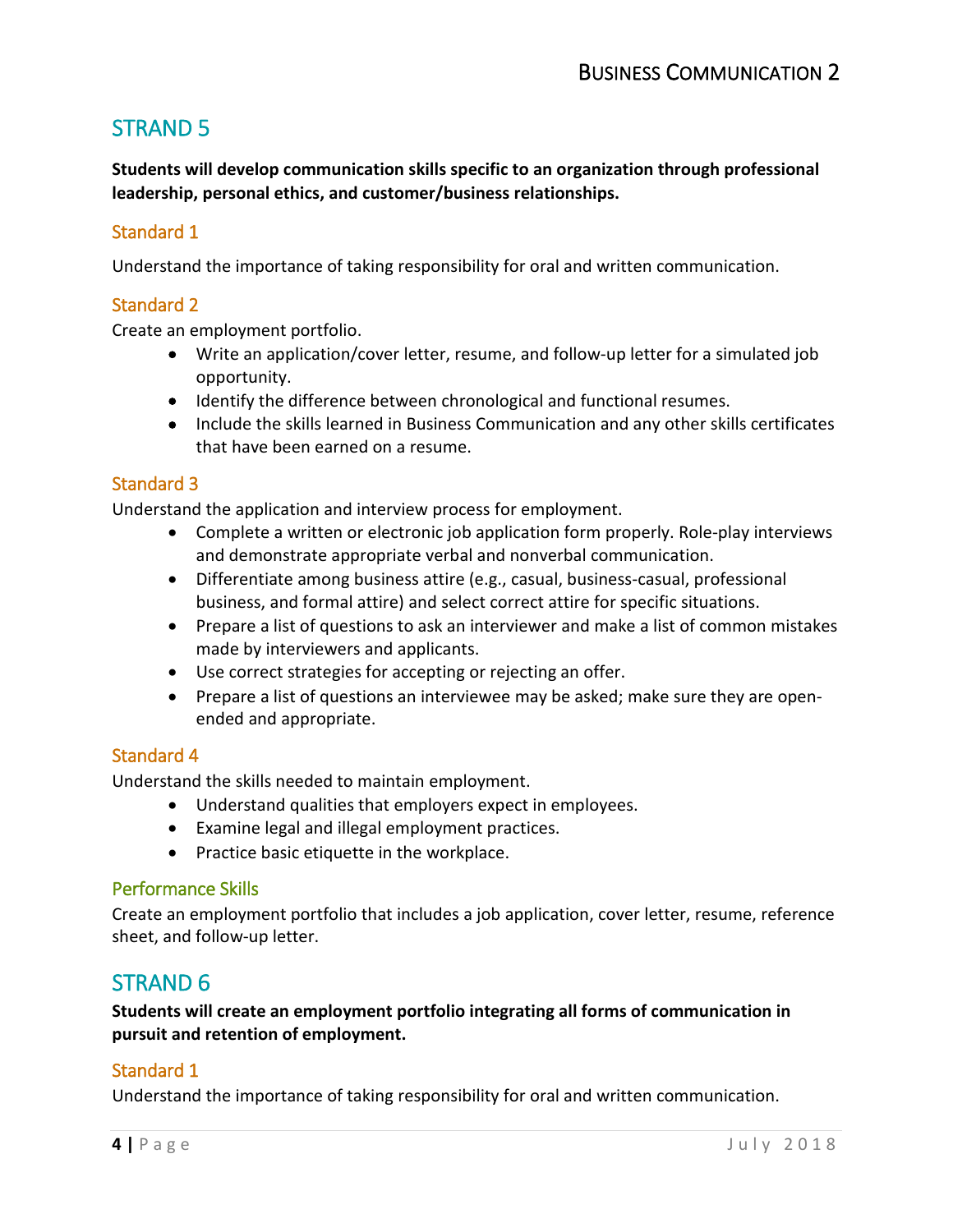## STRAND 5

**Students will develop communication skills specific to an organization through professional leadership, personal ethics, and customer/business relationships.**

### Standard 1

Understand the importance of taking responsibility for oral and written communication.

### Standard 2

Create an employment portfolio.

- Write an application/cover letter, resume, and follow-up letter for a simulated job opportunity.
- Identify the difference between chronological and functional resumes.
- Include the skills learned in Business Communication and any other skills certificates that have been earned on a resume.

### Standard 3

Understand the application and interview process for employment.

- Complete a written or electronic job application form properly. Role-play interviews and demonstrate appropriate verbal and nonverbal communication.
- Differentiate among business attire (e.g., casual, business-casual, professional business, and formal attire) and select correct attire for specific situations.
- Prepare a list of questions to ask an interviewer and make a list of common mistakes made by interviewers and applicants.
- Use correct strategies for accepting or rejecting an offer.
- Prepare a list of questions an interviewee may be asked; make sure they are open-ended and appropriate.

### Standard 4

Understand the skills needed to maintain employment.

- Understand qualities that employers expect in employees.
- Examine legal and illegal employment practices.
- Practice basic etiquette in the workplace.

### Performance Skills

Create an employment portfolio that includes a job application, cover letter, resume, reference sheet, and follow-up letter.

## STRAND 6

**Students will create an employment portfolio integrating all forms of communication in pursuit and retention of employment.**

### Standard 1

Understand the importance of taking responsibility for oral and written communication.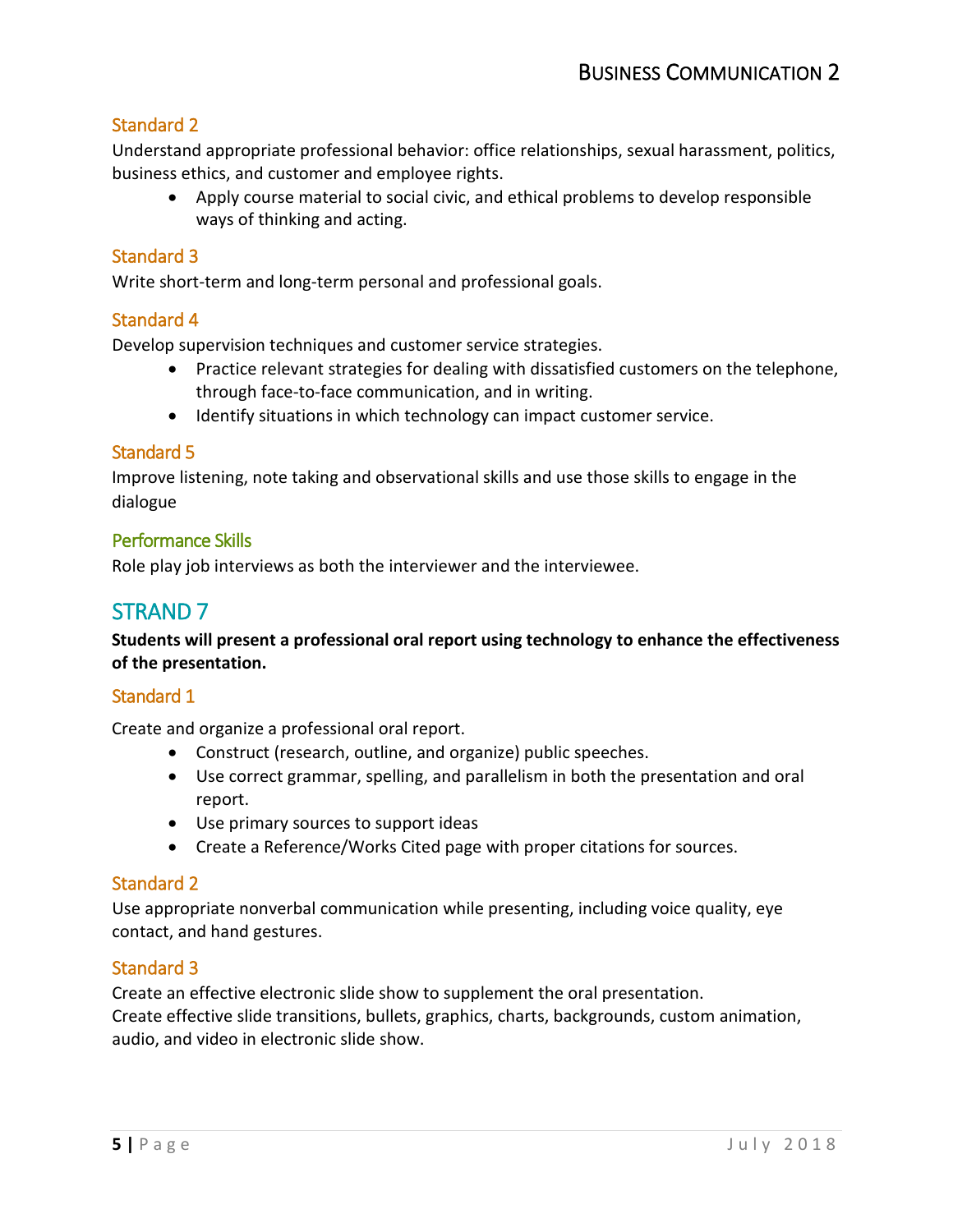### Standard 2

Understand appropriate professional behavior: office relationships, sexual harassment, politics, business ethics, and customer and employee rights.

- Apply course material to social civic, and ethical problems to develop responsible ways of thinking and acting.

### Standard 3

Write short-term and long-term personal and professional goals.

### Standard 4

Develop supervision techniques and customer service strategies.

- Practice relevant strategies for dealing with dissatisfied customers on the telephone, through face-to-face communication, and in writing.
- Identify situations in which technology can impact customer service.

### Standard 5

Improve listening, note taking and observational skills and use those skills to engage in the dialogue

### Performance Skills

Role play job interviews as both the interviewer and the interviewee.

## STRAND 7

**Students will present a professional oral report using technology to enhance the effectiveness of the presentation.**

### Standard 1

Create and organize a professional oral report.

- Construct (research, outline, and organize) public speeches.
- Use correct grammar, spelling, and parallelism in both the presentation and oral report.
- Use primary sources to support ideas
- Create a Reference/Works Cited page with proper citations for sources.

### Standard 2

Use appropriate nonverbal communication while presenting, including voice quality, eye contact, and hand gestures.

### Standard 3

Create an effective electronic slide show to supplement the oral presentation.
Create effective slide transitions, bullets, graphics, charts, backgrounds, custom animation, audio, and video in electronic slide show.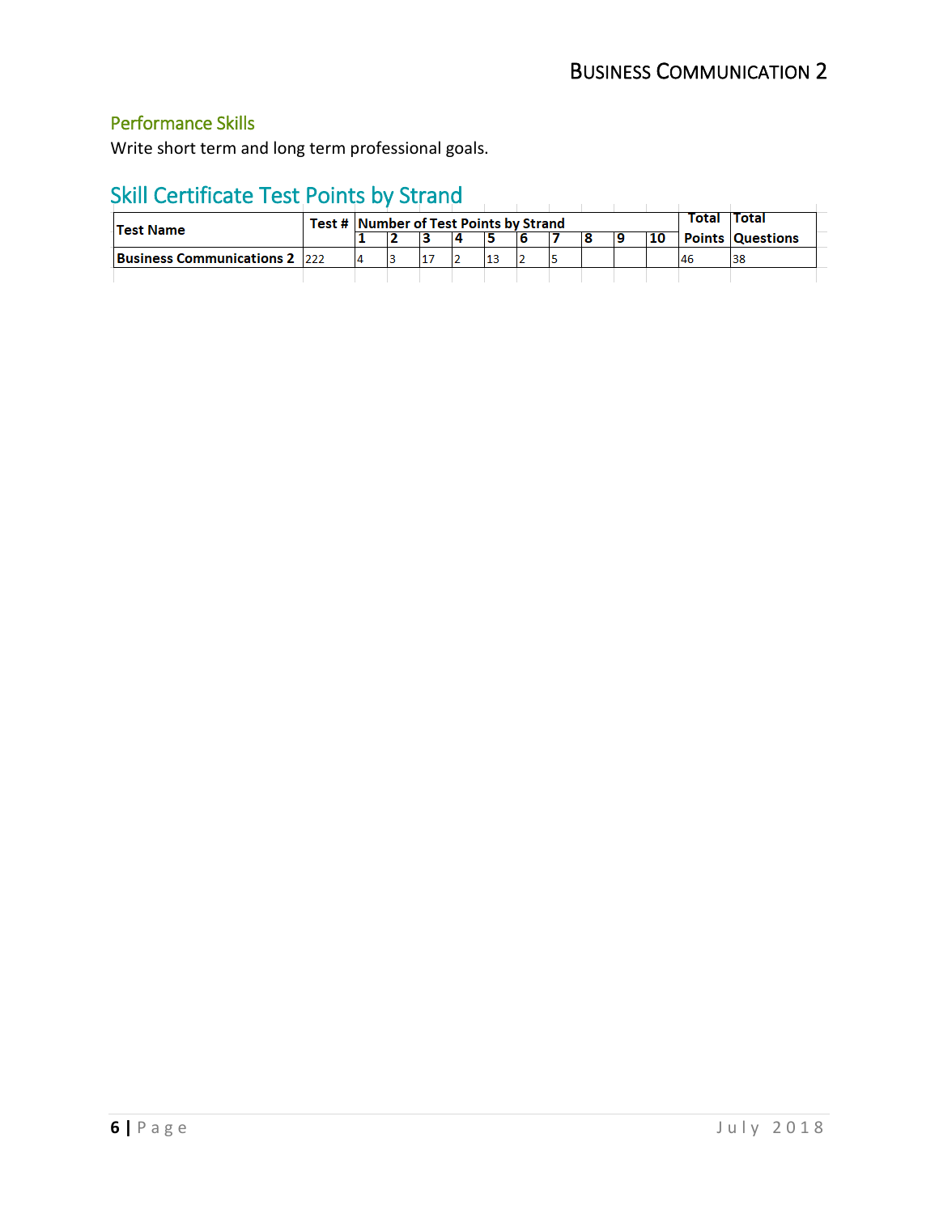### Performance Skills

Write short term and long term professional goals.

## Skill Certificate Test Points by Strand

| Test Name | Test # | Number of Test Points by Strand | | | | | | | | | | Total Points | Total Questions |
|---|---|---|---|---|---|---|---|---|---|---|---|---|---|
| | | 1 | 2 | 3 | 4 | 5 | 6 | 7 | 8 | 9 | 10 | | |
| **Business Communications 2** | 222 | 4 | 3 | 17 | 2 | 13 | 2 | 5 | | | | 46 | 38 |